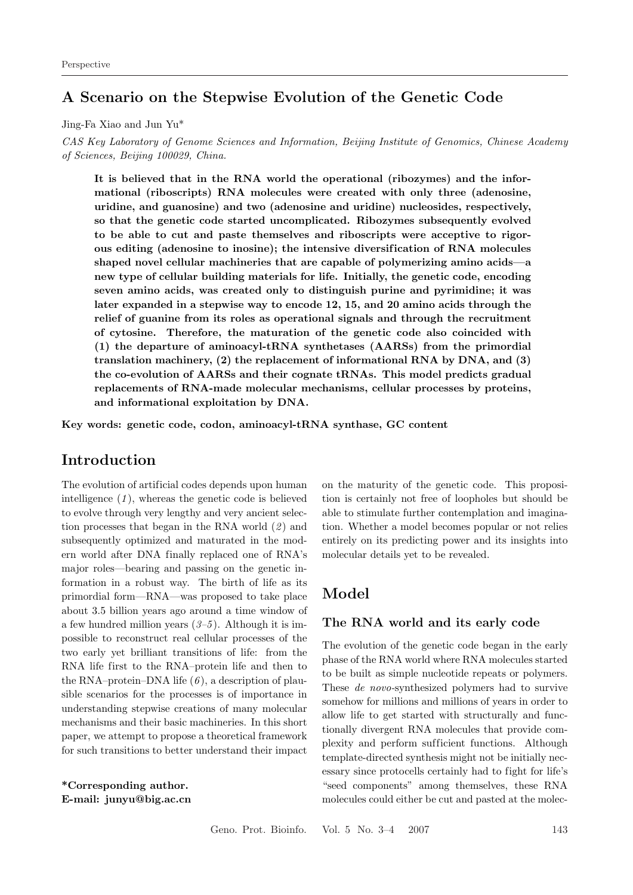Perspective

# A Scenario on the Stepwise Evolution of the Genetic Code

Jing-Fa Xiao and Jun Yu*

*CAS Key Laboratory of Genome Sciences and Information, Beijing Institute of Genomics, Chinese Academy of Sciences, Beijing 100029, China.*

**It is believed that in the RNA world the operational (ribozymes) and the informational (riboscripts) RNA molecules were created with only three (adenosine, uridine, and guanosine) and two (adenosine and uridine) nucleosides, respectively, so that the genetic code started uncomplicated. Ribozymes subsequently evolved to be able to cut and paste themselves and riboscripts were acceptive to rigorous editing (adenosine to inosine); the intensive diversification of RNA molecules shaped novel cellular machineries that are capable of polymerizing amino acids—a new type of cellular building materials for life. Initially, the genetic code, encoding seven amino acids, was created only to distinguish purine and pyrimidine; it was later expanded in a stepwise way to encode 12, 15, and 20 amino acids through the relief of guanine from its roles as operational signals and through the recruitment of cytosine. Therefore, the maturation of the genetic code also coincided with (1) the departure of aminoacyl-tRNA synthetases (AARSs) from the primordial translation machinery, (2) the replacement of informational RNA by DNA, and (3) the co-evolution of AARSs and their cognate tRNAs. This model predicts gradual replacements of RNA-made molecular mechanisms, cellular processes by proteins, and informational exploitation by DNA.**

**Key words: genetic code, codon, aminoacyl-tRNA synthase, GC content**

## Introduction

The evolution of artificial codes depends upon human intelligence (*1*), whereas the genetic code is believed to evolve through very lengthy and very ancient selection processes that began in the RNA world (*2*) and subsequently optimized and maturated in the modern world after DNA finally replaced one of RNA's major roles—bearing and passing on the genetic information in a robust way. The birth of life as its primordial form—RNA—was proposed to take place about 3.5 billion years ago around a time window of a few hundred million years (*3–5*). Although it is impossible to reconstruct real cellular processes of the two early yet brilliant transitions of: from the RNA life first to the RNA–protein life and then to the RNA–protein–DNA life (*6*), a description of plausible scenarios for the processes is of importance in understanding stepwise creations of many molecular mechanisms and their basic machineries. In this short paper, we attempt to propose a theoretical framework for such transitions to better understand their impact on the maturity of the genetic code. This proposition is certainly not free of loopholes but should be able to stimulate further contemplation and imagination. Whether a model becomes popular or not relies entirely on its predicting power and its insights into molecular details yet to be revealed.

**\*Corresponding author.**
**E-mail: junyu@big.ac.cn**

## Model

### The RNA world and its early code

The evolution of the genetic code began in the early phase of the RNA world where RNA molecules started to be built as simple nucleotide repeats or polymers. These *de novo*-synthesized polymers had to survive somehow for millions and millions of years in order to allow life to get started with structurally and functionally divergent RNA molecules that provide complexity and perform sufficient functions. Although template-directed synthesis might not be initially necessary since protocells certainly had to fight for life's "seed components" among themselves, these RNA molecules could either be cut and pasted at the molec-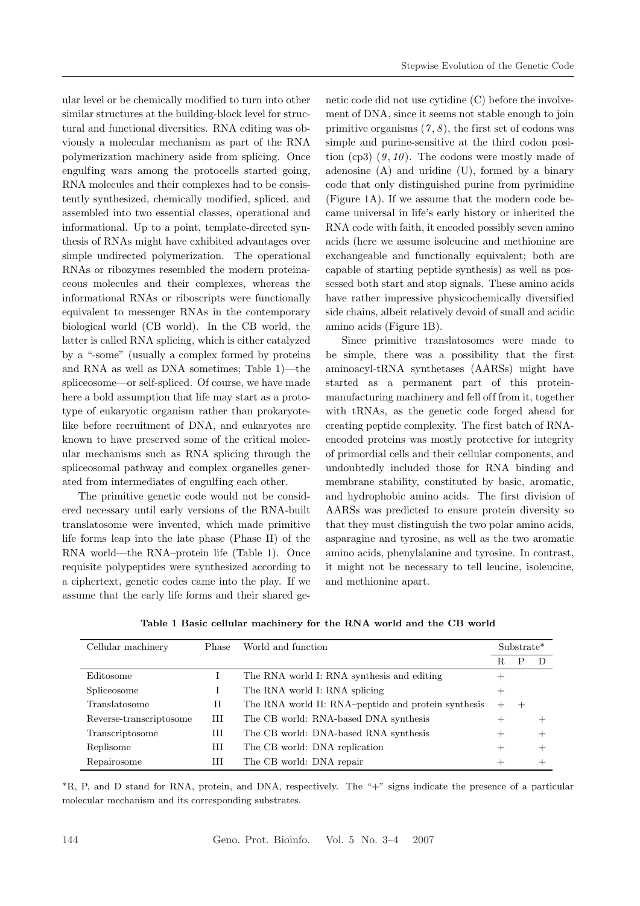ular level or be chemically modified to turn into other similar structures at the building-block level for structural and functional diversities. RNA editing was obviously a molecular mechanism as part of the RNA polymerization machinery aside from splicing. Once engulfing wars among the protocells started going, RNA molecules and their complexes had to be consistently synthesized, chemically modified, spliced, and assembled into two essential classes, operational and informational. Up to a point, template-directed synthesis of RNAs might have exhibited advantages over simple undirected polymerization. The operational RNAs or ribozymes resembled the modern proteinaceous molecules and their complexes, whereas the informational RNAs or riboscripts were functionally equivalent to messenger RNAs in the contemporary biological world (CB world). In the CB world, the latter is called RNA splicing, which is either catalyzed by a "-some" (usually a complex formed by proteins and RNA as well as DNA sometimes; Table 1)—the spliceosome—or self-spliced. Of course, we have made here a bold assumption that life may start as a prototype of eukaryotic organism rather than prokaryote-like before recruitment of DNA, and eukaryotes are known to have preserved some of the critical molecular mechanisms such as RNA splicing through the spliceosomal pathway and complex organelles generated from intermediates of engulfing each other.

The primitive genetic code would not be considered necessary until early versions of the RNA-built translatosome were invented, which made primitive life forms leap into the late phase (Phase II) of the RNA world—the RNA–protein life (Table 1). Once requisite polypeptides were synthesized according to a ciphertext, genetic codes came into the play. If we assume that the early life forms and their shared genetic code did not use cytidine (C) before the involvement of DNA, since it seems not stable enough to join primitive organisms (*7*, *8*), the first set of codons was simple and purine-sensitive at the third codon position (cp3) (*9*, *10*). The codons were mostly made of adenosine (A) and uridine (U), formed by a binary code that only distinguished purine from pyrimidine (Figure 1A). If we assume that the modern code became universal in life's early history or inherited the RNA code with faith, it encoded possibly seven amino acids (here we assume isoleucine and methionine are exchangeable and functionally equivalent; both are capable of starting peptide synthesis) as well as possessed both start and stop signals. These amino acids have rather impressive physicochemically diversified side chains, albeit relatively devoid of small and acidic amino acids (Figure 1B).

Since primitive translatosomes were made to be simple, there was a possibility that the first aminoacyl-tRNA synthetases (AARSs) might have started as a permanent part of this protein-manufacturing machinery and fell off from it, together with tRNAs, as the genetic code forged ahead for creating peptide complexity. The first batch of RNA-encoded proteins was mostly protective for integrity of primordial cells and their cellular components, and undoubtedly included those for RNA binding and membrane stability, constituted by basic, aromatic, and hydrophobic amino acids. The first division of AARSs was predicted to ensure protein diversity so that they must distinguish the two polar amino acids, asparagine and tyrosine, as well as the two aromatic amino acids, phenylalanine and tyrosine. In contrast, it might not be necessary to tell leucine, isoleucine, and methionine apart.

**Table 1 Basic cellular machinery for the RNA world and the CB world**

| Cellular machinery | Phase | World and function | Substrate* | | |
|---|---|---|---|---|---|
| | | | R | P | D |
| Editosome | I | The RNA world I: RNA synthesis and editing | + | | |
| Spliceosome | I | The RNA world I: RNA splicing | + | | |
| Translatosome | II | The RNA world II: RNA–peptide and protein synthesis | + | + | |
| Reverse-transcriptosome | III | The CB world: RNA-based DNA synthesis | + | | + |
| Transcriptosome | III | The CB world: DNA-based RNA synthesis | + | | + |
| Replisome | III | The CB world: DNA replication | + | | + |
| Repairosome | III | The CB world: DNA repair | + | | + |

*R, P, and D stand for RNA, protein, and DNA, respectively. The "+" signs indicate the presence of a particular molecular mechanism and its corresponding substrates.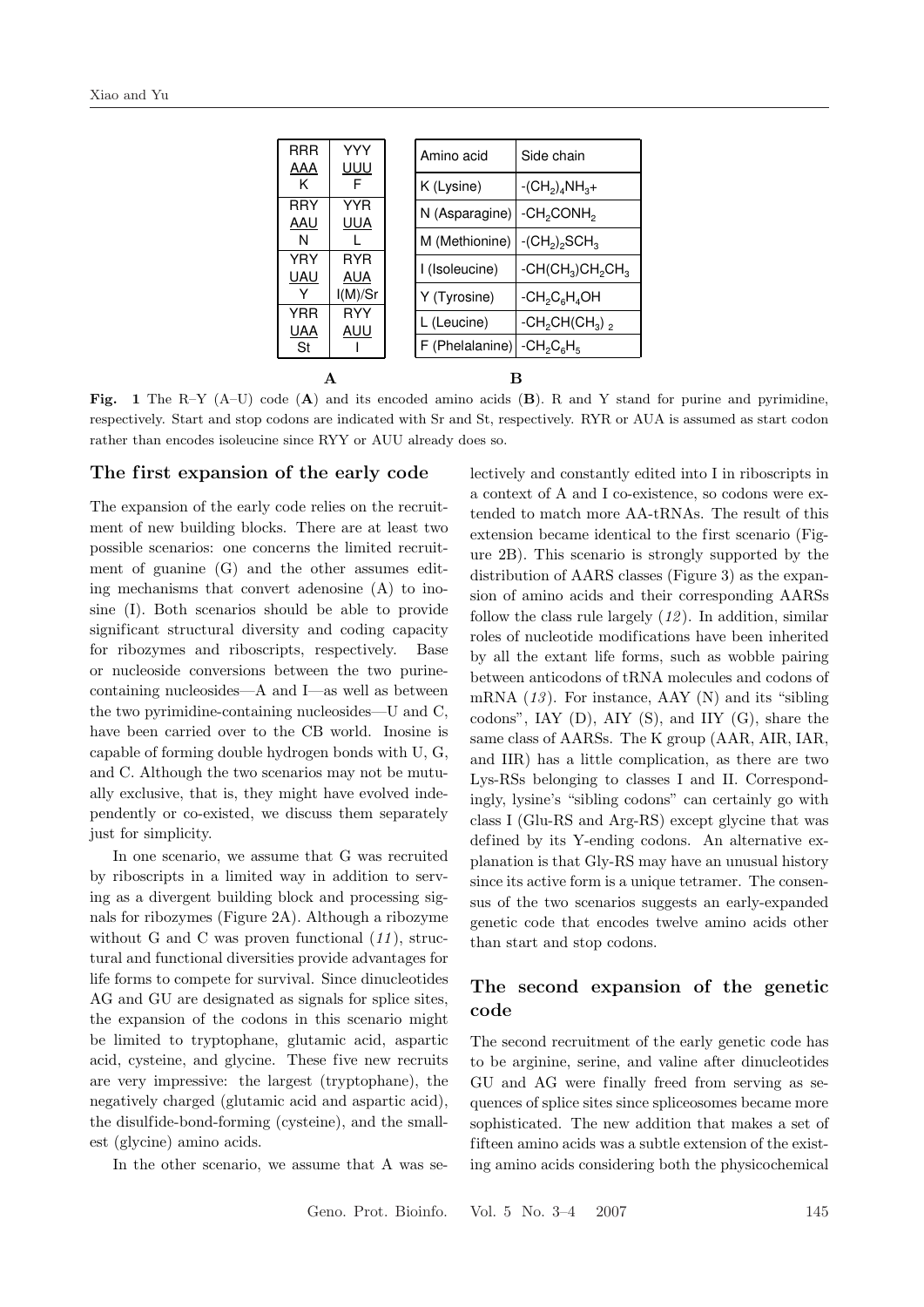| RRR<br>AAA<br>K | YYY<br>UUU<br>F |
|---|---|
| RRY<br>AAU<br>N | YYR<br>UUA<br>L |
| YRY<br>UAU<br>Y | RYR<br>AUA<br>I(M)/Sr |
| YRR<br>UAA<br>St | RYY<br>AUU<br>I |

**A**

| Amino acid | Side chain |
|---|---|
| K (Lysine) | $-(CH_2)_4NH_3+$ |
| N (Asparagine) | $-CH_2CONH_2$ |
| M (Methionine) | $-(CH_2)_2SCH_3$ |
| I (Isoleucine) | $-CH(CH_3)CH_2CH_3$ |
| Y (Tyrosine) | $-CH_2C_6H_4OH$ |
| L (Leucine) | $-CH_2CH(CH_3)_2$ |
| F (Phelalanine) | $-CH_2C_6H_5$ |

**B**

**Fig. 1** The R–Y (A–U) code (**A**) and its encoded amino acids (**B**). R and Y stand for purine and pyrimidine, respectively. Start and stop codons are indicated with Sr and St, respectively. RYR or AUA is assumed as start codon rather than encodes isoleucine since RYY or AUU already does so.

## The first expansion of the early code

The expansion of the early code relies on the recruitment of new building blocks. There are at least two possible scenarios: one concerns the limited recruitment of guanine (G) and the other assumes editing mechanisms that convert adenosine (A) to inosine (I). Both scenarios should be able to provide significant structural diversity and coding capacity for ribozymes and riboscripts, respectively. Base or nucleoside conversions between the two purine-containing nucleosides—A and I—as well as between the two pyrimidine-containing nucleosides—U and C, have been carried over to the CB world. Inosine is capable of forming double hydrogen bonds with U, G, and C. Although the two scenarios may not be mutually exclusive, that is, they might have evolved independently or co-existed, we discuss them separately just for simplicity.

In one scenario, we assume that G was recruited by riboscripts in a limited way in addition to serving as a divergent building block and processing signals for ribozymes (Figure 2A). Although a ribozyme without G and C was proven functional (*11*), structural and functional diversities provide advantages for life forms to compete for survival. Since dinucleotides AG and GU are designated as signals for splice sites, the expansion of the codons in this scenario might be limited to tryptophane, glutamic acid, aspartic acid, cysteine, and glycine. These five new recruits are very impressive: the largest (tryptophane), the negatively charged (glutamic acid and aspartic acid), the disulfide-bond-forming (cysteine), and the smallest (glycine) amino acids.

In the other scenario, we assume that A was selectively and constantly edited into I in riboscripts in a context of A and I co-existence, so codons were extended to match more AA-tRNAs. The result of this extension became identical to the first scenario (Figure 2B). This scenario is strongly supported by the distribution of AARS classes (Figure 3) as the expansion of amino acids and their corresponding AARSs follow the class rule largely (*12*). In addition, similar roles of nucleotide modifications have been inherited by all the extant life forms, such as wobble pairing between anticodons of tRNA molecules and codons of mRNA (*13*). For instance, AAY (N) and its "sibling codons", IAY (D), AIY (S), and IIY (G), share the same class of AARSs. The K group (AAR, AIR, IAR, and IIR) has a little complication, as there are two Lys-RSs belonging to classes I and II. Correspondingly, lysine's "sibling codons" can certainly go with class I (Glu-RS and Arg-RS) except glycine that was defined by its Y-ending codons. An alternative explanation is that Gly-RS may have an unusual history since its active form is a unique tetramer. The consensus of the two scenarios suggests an early-expanded genetic code that encodes twelve amino acids other than start and stop codons.

## The second expansion of the genetic code

The second recruitment of the early genetic code has to be arginine, serine, and valine after dinucleotides GU and AG were finally freed from serving as sequences of splice sites since spliceosomes became more sophisticated. The new addition that makes a set of fifteen amino acids was a subtle extension of the existing amino acids considering both the physicochemical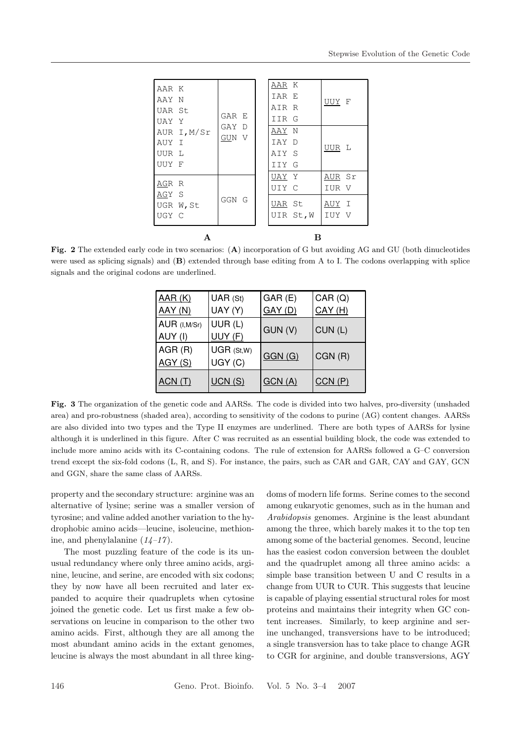| AAR K | GAR E |
| --- | --- |
| AAY N | GAY D |
| UAR St | GUN V |
| UAY Y | |
| AUR I,M/Sr | |
| AUY I | |
| UUR L | |
| UUY F | |
| AGR R | GGN G |
| AGY S | |
| UGR W,St | |
| UGY C | |

**A**

| AAR K | UUY F |
| --- | --- |
| IAR E | |
| AIR R | |
| IIR G | |
| AAY N | UUR L |
| IAY D | |
| AIY S | |
| IIY G | |
| UAY Y | AUR Sr |
| UIY C | IUR V |
| UAR St | AUY I |
| UIR St,W | IUY V |

**B**

**Fig. 2** The extended early code in two scenarios: (**A**) incorporation of G but avoiding AG and GU (both dinucleotides were used as splicing signals) and (**B**) extended through base editing from A to I. The codons overlapping with splice signals and the original codons are underlined.

| AAR (K)<br>AAY (N) | UAR (St)<br>UAY (Y) | GAR (E)<br>GAY (D) | CAR (Q)<br>CAY (H) |
| --- | --- | --- | --- |
| AUR (I,M/Sr)<br>AUY (I) | UUR (L)<br>UUY (F) | GUN (V) | CUN (L) |
| AGR (R)<br>AGY (S) | UGR (St,W)<br>UGY (C) | GGN (G) | CGN (R) |
| ACN (T) | UCN (S) | GCN (A) | CCN (P) |

**Fig. 3** The organization of the genetic code and AARSs. The code is divided into two halves, pro-diversity (unshaded area) and pro-robustness (shaded area), according to sensitivity of the codons to purine (AG) content changes. AARSs are also divided into two types and the Type II enzymes are underlined. There are both types of AARSs for lysine although it is underlined in this figure. After C was recruited as an essential building block, the code was extended to include more amino acids with its C-containing codons. The rule of extension for AARSs followed a G–C conversion trend except the six-fold codons (L, R, and S). For instance, the pairs, such as CAR and GAR, CAY and GAY, GCN and GGN, share the same class of AARSs.

property and the secondary structure: arginine was an alternative of lysine; serine was a smaller version of tyrosine; and valine added another variation to the hydrophobic amino acids—leucine, isoleucine, methionine, and phenylalanine (*14–17*).

The most puzzling feature of the code is its unusual redundancy where only three amino acids, arginine, leucine, and serine, are encoded with six codons; they by now have all been recruited and later expanded to acquire their quadruplets when cytosine joined the genetic code. Let us first make a few observations on leucine in comparison to the other two amino acids. First, although they are all among the most abundant amino acids in the extant genomes, leucine is always the most abundant in all three kingdoms of modern life forms. Serine comes to the second among eukaryotic genomes, such as in the human and *Arabidopsis* genomes. Arginine is the least abundant among the three, which barely makes it to the top ten among some of the bacterial genomes. Second, leucine has the easiest codon conversion between the doublet and the quadruplet among all three amino acids: a simple base transition between U and C results in a change from UUR to CUR. This suggests that leucine is capable of playing essential structural roles for most proteins and maintains their integrity when GC content increases. Similarly, to keep arginine and serine unchanged, transversions have to be introduced; a single transversion has to take place to change AGR to CGR for arginine, and double transversions, AGY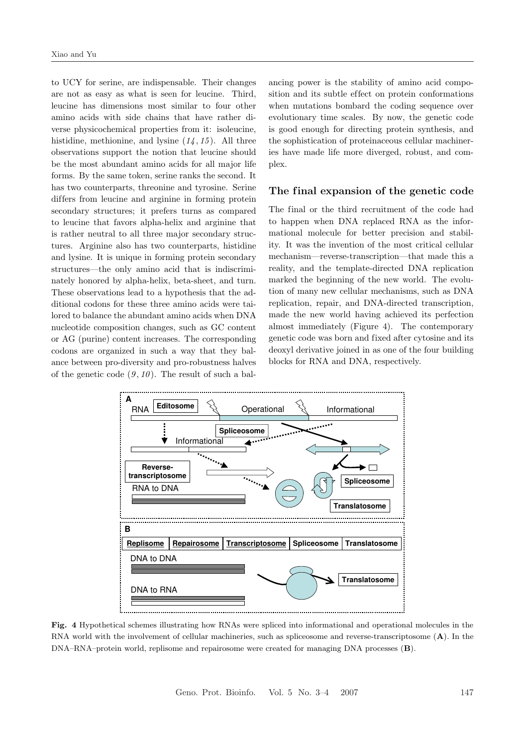to UCY for serine, are indispensable. Their changes are not as easy as what is seen for leucine. Third, leucine has dimensions most similar to four other amino acids with side chains that have rather diverse physicochemical properties from it: isoleucine, histidine, methionine, and lysine (*14*, *15*). All three observations support the notion that leucine should be the most abundant amino acids for all major life forms. By the same token, serine ranks the second. It has two counterparts, threonine and tyrosine. Serine differs from leucine and arginine in forming protein secondary structures; it prefers turns as compared to leucine that favors alpha-helix and arginine that is rather neutral to all three major secondary structures. Arginine also has two counterparts, histidine and lysine. It is unique in forming protein secondary structures—the only amino acid that is indiscriminately honored by alpha-helix, beta-sheet, and turn. These observations lead to a hypothesis that the additional codons for these three amino acids were tailored to balance the abundant amino acids when DNA nucleotide composition changes, such as GC content or AG (purine) content increases. The corresponding codons are organized in such a way that they balance between pro-diversity and pro-robustness halves of the genetic code (*9*, *10*). The result of such a balancing power is the stability of amino acid composition and its subtle effect on protein conformations when mutations bombard the coding sequence over evolutionary time scales. By now, the genetic code is good enough for directing protein synthesis, and the sophistication of proteinaceous cellular machineries have made life more diverged, robust, and complex.

## The final expansion of the genetic code

The final or the third recruitment of the code had to happen when DNA replaced RNA as the informational molecule for better precision and stability. It was the invention of the most critical cellular mechanism—reverse-transcription—that made this a reality, and the template-directed DNA replication marked the beginning of the new world. The evolution of many new cellular mechanisms, such as DNA replication, repair, and DNA-directed transcription, made the new world having achieved its perfection almost immediately (Figure 4). The contemporary genetic code was born and fixed after cytosine and its deoxyl derivative joined in as one of the four building blocks for RNA and DNA, respectively.

A

RNA
Editosome
Operational
Informational
Spliceosome
Informational
Reverse-transcriptosome
RNA to DNA
Spliceosome
Translatosome

B

Replisome
Repairosome
Transcriptosome
Spliceosome
Translatosome
DNA to DNA
DNA to RNA
Translatosome

**Fig. 4** Hypothetical schemes illustrating how RNAs were spliced into informational and operational molecules in the RNA world with the involvement of cellular machineries, such as spliceosome and reverse-transcriptosome (**A**). In the DNA–RNA–protein world, replisome and repairosome were created for managing DNA processes (**B**).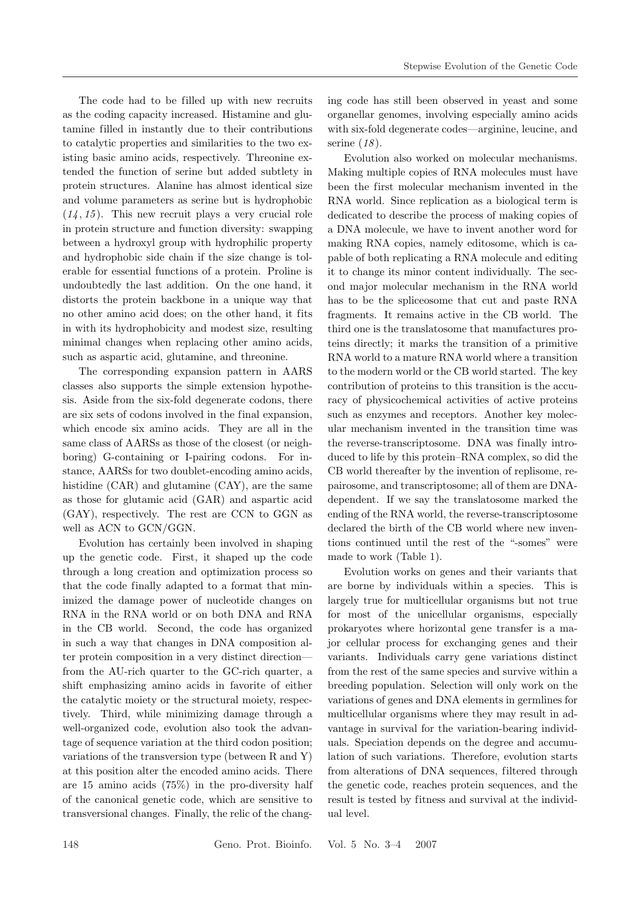The code had to be filled up with new recruits as the coding capacity increased. Histamine and glutamine filled in instantly due to their contributions to catalytic properties and similarities to the two existing basic amino acids, respectively. Threonine extended the function of serine but added subtlety in protein structures. Alanine has almost identical size and volume parameters as serine but is hydrophobic (*14*, *15*). This new recruit plays a very crucial role in protein structure and function diversity: swapping between a hydroxyl group with hydrophilic property and hydrophobic side chain if the size change is tolerable for essential functions of a protein. Proline is undoubtedly the last addition. On the one hand, it distorts the protein backbone in a unique way that no other amino acid does; on the other hand, it fits in with its hydrophobicity and modest size, resulting minimal changes when replacing other amino acids, such as aspartic acid, glutamine, and threonine.

The corresponding expansion pattern in AARS classes also supports the simple extension hypothesis. Aside from the six-fold degenerate codons, there are six sets of codons involved in the final expansion, which encode six amino acids. They are all in the same class of AARSs as those of the closest (or neighboring) G-containing or I-pairing codons. For instance, AARSs for two doublet-encoding amino acids, histidine (CAR) and glutamine (CAY), are the same as those for glutamic acid (GAR) and aspartic acid (GAY), respectively. The rest are CCN to GGN as well as ACN to GCN/GGN.

Evolution has certainly been involved in shaping up the genetic code. First, it shaped up the code through a long creation and optimization process so that the code finally adapted to a format that minimized the damage power of nucleotide changes on RNA in the RNA world or on both DNA and RNA in the CB world. Second, the code has organized in such a way that changes in DNA composition alter protein composition in a very distinct direction—from the AU-rich quarter to the GC-rich quarter, a shift emphasizing amino acids in favorite of either the catalytic moiety or the structural moiety, respectively. Third, while minimizing damage through a well-organized code, evolution also took the advantage of sequence variation at the third codon position; variations of the transversion type (between R and Y) at this position alter the encoded amino acids. There are 15 amino acids (75%) in the pro-diversity half of the canonical genetic code, which are sensitive to transversional changes. Finally, the relic of the changing code has still been observed in yeast and some organellar genomes, involving especially amino acids with six-fold degenerate codes—arginine, leucine, and serine (*18*).

Evolution also worked on molecular mechanisms. Making multiple copies of RNA molecules must have been the first molecular mechanism invented in the RNA world. Since replication as a biological term is dedicated to describe the process of making copies of a DNA molecule, we have to invent another word for making RNA copies, namely editosome, which is capable of both replicating a RNA molecule and editing it to change its minor content individually. The second major molecular mechanism in the RNA world has to be the spliceosome that cut and paste RNA fragments. It remains active in the CB world. The third one is the translatosome that manufactures proteins directly; it marks the transition of a primitive RNA world to a mature RNA world where a transition to the modern world or the CB world started. The key contribution of proteins to this transition is the accuracy of physicochemical activities of active proteins such as enzymes and receptors. Another key molecular mechanism invented in the transition time was the reverse-transcriptosome. DNA was finally introduced to life by this protein–RNA complex, so did the CB world thereafter by the invention of replisome, repairosome, and transcriptosome; all of them are DNA-dependent. If we say the translatosome marked the ending of the RNA world, the reverse-transcriptosome declared the birth of the CB world where new inventions continued until the rest of the "-somes" were made to work (Table 1).

Evolution works on genes and their variants that are borne by individuals within a species. This is largely true for multicellular organisms but not true for most of the unicellular organisms, especially prokaryotes where horizontal gene transfer is a major cellular process for exchanging genes and their variants. Individuals carry gene variations distinct from the rest of the same species and survive within a breeding population. Selection will only work on the variations of genes and DNA elements in germlines for multicellular organisms where they may result in advantage in survival for the variation-bearing individuals. Speciation depends on the degree and accumulation of such variations. Therefore, evolution starts from alterations of DNA sequences, filtered through the genetic code, reaches protein sequences, and the result is tested by fitness and survival at the individual level.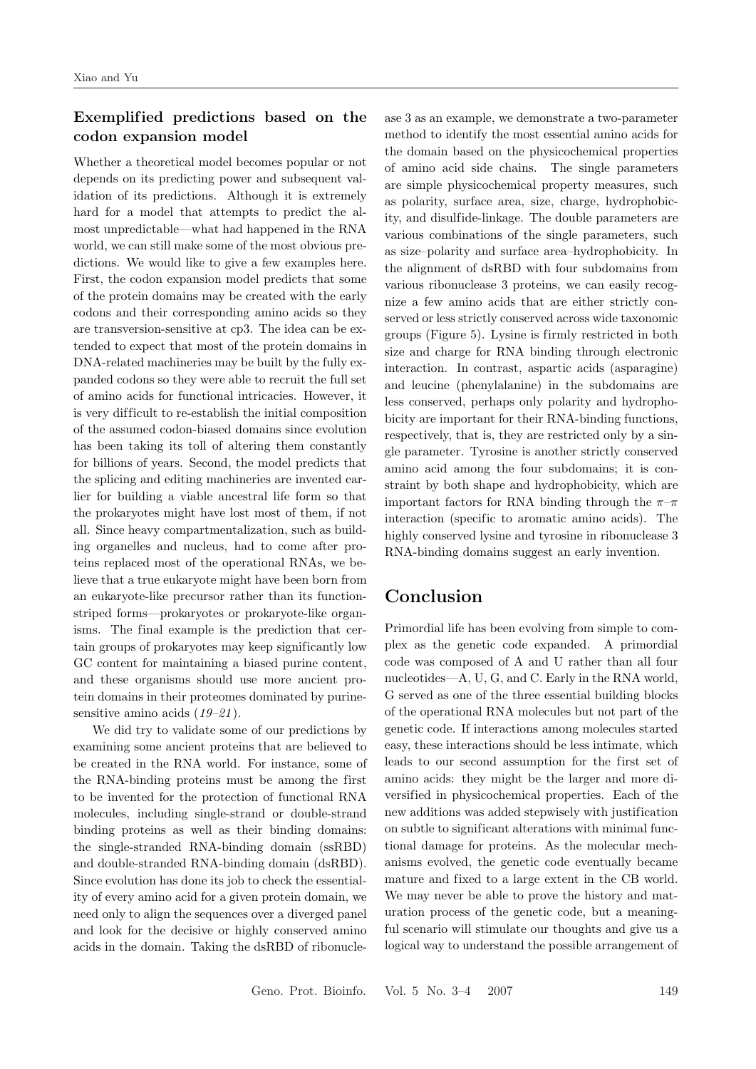### Exemplified predictions based on the codon expansion model

Whether a theoretical model becomes popular or not depends on its predicting power and subsequent validation of its predictions. Although it is extremely hard for a model that attempts to predict the almost unpredictable—what had happened in the RNA world, we can still make some of the most obvious predictions. We would like to give a few examples here. First, the codon expansion model predicts that some of the protein domains may be created with the early codons and their corresponding amino acids so they are transversion-sensitive at cp3. The idea can be extended to expect that most of the protein domains in DNA-related machineries may be built by the fully expanded codons so they were able to recruit the full set of amino acids for functional intricacies. However, it is very difficult to re-establish the initial composition of the assumed codon-biased domains since evolution has been taking its toll of altering them constantly for billions of years. Second, the model predicts that the splicing and editing machineries are invented earlier for building a viable ancestral life form so that the prokaryotes might have lost most of them, if not all. Since heavy compartmentalization, such as building organelles and nucleus, had to come after proteins replaced most of the operational RNAs, we believe that a true eukaryote might have been born from an eukaryote-like precursor rather than its function-striped forms—prokaryotes or prokaryote-like organisms. The final example is the prediction that certain groups of prokaryotes may keep significantly low GC content for maintaining a biased purine content, and these organisms should use more ancient protein domains in their proteomes dominated by purine-sensitive amino acids (*19–21*).

We did try to validate some of our predictions by examining some ancient proteins that are believed to be created in the RNA world. For instance, some of the RNA-binding proteins must be among the first to be invented for the protection of functional RNA molecules, including single-strand or double-strand binding proteins as well as their binding domains: the single-stranded RNA-binding domain (ssRBD) and double-stranded RNA-binding domain (dsRBD). Since evolution has done its job to check the essentiality of every amino acid for a given protein domain, we need only to align the sequences over a diverged panel and look for the decisive or highly conserved amino acids in the domain. Taking the dsRBD of ribonuclease 3 as an example, we demonstrate a two-parameter method to identify the most essential amino acids for the domain based on the physicochemical properties of amino acid side chains. The single parameters are simple physicochemical property measures, such as polarity, surface area, size, charge, hydrophobicity, and disulfide-linkage. The double parameters are various combinations of the single parameters, such as size–polarity and surface area–hydrophobicity. In the alignment of dsRBD with four subdomains from various ribonuclease 3 proteins, we can easily recognize a few amino acids that are either strictly conserved or less strictly conserved across wide taxonomic groups (Figure 5). Lysine is firmly restricted in both size and charge for RNA binding through electronic interaction. In contrast, aspartic acids (asparagine) and leucine (phenylalanine) in the subdomains are less conserved, perhaps only polarity and hydrophobicity are important for their RNA-binding functions, respectively, that is, they are restricted only by a single parameter. Tyrosine is another strictly conserved amino acid among the four subdomains; it is constraint by both shape and hydrophobicity, which are important factors for RNA binding through the $\pi$–$\pi$ interaction (specific to aromatic amino acids). The highly conserved lysine and tyrosine in ribonuclease 3 RNA-binding domains suggest an early invention.

## Conclusion

Primordial life has been evolving from simple to complex as the genetic code expanded. A primordial code was composed of A and U rather than all four nucleotides—A, U, G, and C. Early in the RNA world, G served as one of the three essential building blocks of the operational RNA molecules but not part of the genetic code. If interactions among molecules started easy, these interactions should be less intimate, which leads to our second assumption for the first set of amino acids: they might be the larger and more diversified in physicochemical properties. Each of the new additions was added stepwisely with justification on subtle to significant alterations with minimal functional damage for proteins. As the molecular mechanisms evolved, the genetic code eventually became mature and fixed to a large extent in the CB world. We may never be able to prove the history and maturation process of the genetic code, but a meaningful scenario will stimulate our thoughts and give us a logical way to understand the possible arrangement of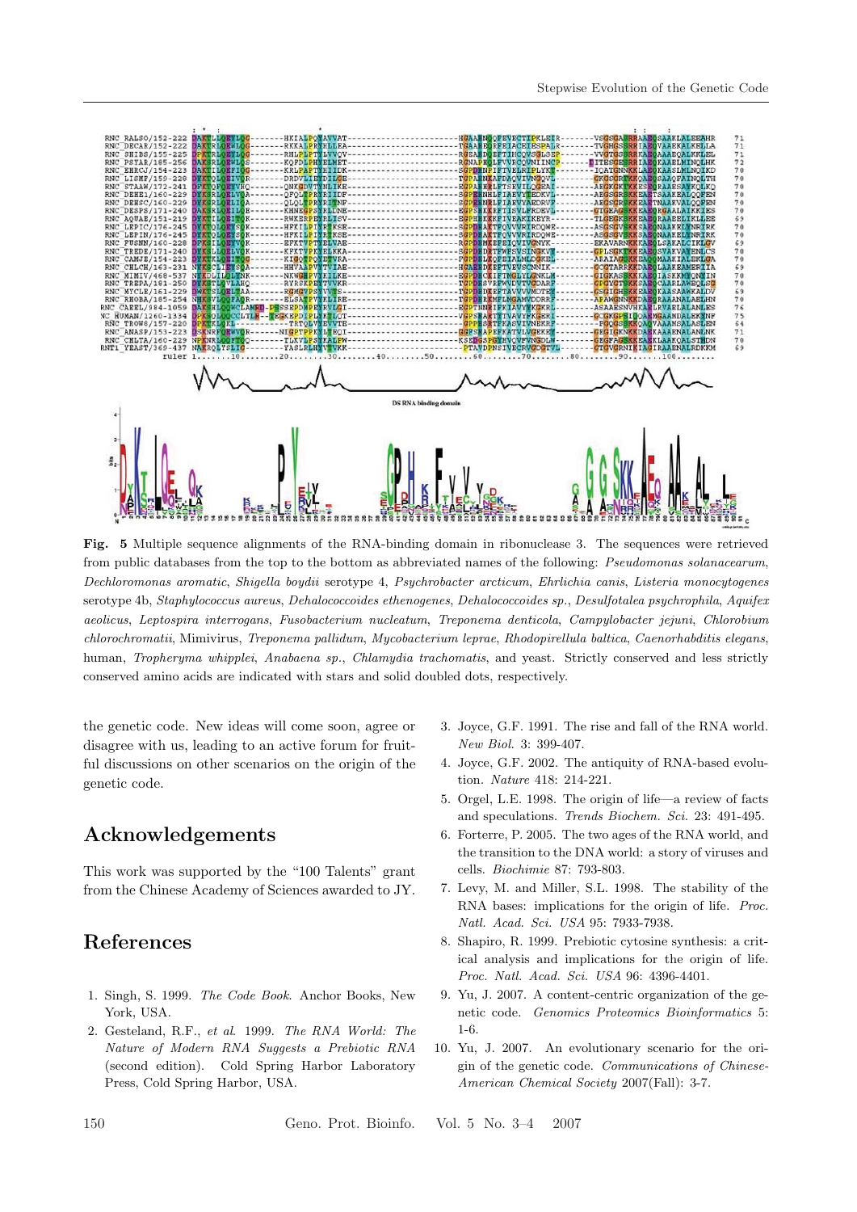**Fig. 5** Multiple sequence alignments of the RNA-binding domain in ribonuclease 3. The sequences were retrieved from public databases from the top to the bottom as abbreviated names of the following: *Pseudomonas solanacearum*, *Dechloromonas aromatic*, *Shigella boydii* serotype 4, *Psychrobacter arcticum*, *Ehrlichia canis*, *Listeria monocytogenes* serotype 4b, *Staphylococcus aureus*, *Dehalococcoides ethenogenes*, *Dehalococcoides sp.*, *Desulfotalea psychrophila*, *Aquifex aeolicus*, *Leptospira interrogans*, *Fusobacterium nucleatum*, *Treponema denticola*, *Campylobacter jejuni*, *Chlorobium chlorochromatii*, Mimivirus, *Treponema pallidum*, *Mycobacterium leprae*, *Rhodopirellula baltica*, *Caenorhabditis elegans*, human, *Tropheryma whipplei*, *Anabaena sp.*, *Chlamydia trachomatis*, and yeast. Strictly conserved and less strictly conserved amino acids are indicated with stars and solid doubled dots, respectively.

the genetic code. New ideas will come soon, agree or disagree with us, leading to an active forum for fruitful discussions on other scenarios on the origin of the genetic code.

## Acknowledgements

This work was supported by the "100 Talents" grant from the Chinese Academy of Sciences awarded to JY.

## References

1. Singh, S. 1999. *The Code Book*. Anchor Books, New York, USA.
2. Gesteland, R.F., *et al*. 1999. *The RNA World: The Nature of Modern RNA Suggests a Prebiotic RNA* (second edition). Cold Spring Harbor Laboratory Press, Cold Spring Harbor, USA.
3. Joyce, G.F. 1991. The rise and fall of the RNA world. *New Biol.* 3: 399-407.
4. Joyce, G.F. 2002. The antiquity of RNA-based evolution. *Nature* 418: 214-221.
5. Orgel, L.E. 1998. The origin of life—a review of facts and speculations. *Trends Biochem. Sci.* 23: 491-495.
6. Forterre, P. 2005. The two ages of the RNA world, and the transition to the DNA world: a story of viruses and cells. *Biochimie* 87: 793-803.
7. Levy, M. and Miller, S.L. 1998. The stability of the RNA bases: implications for the origin of life. *Proc. Natl. Acad. Sci. USA* 95: 7933-7938.
8. Shapiro, R. 1999. Prebiotic cytosine synthesis: a critical analysis and implications for the origin of life. *Proc. Natl. Acad. Sci. USA* 96: 4396-4401.
9. Yu, J. 2007. A content-centric organization of the genetic code. *Genomics Proteomics Bioinformatics* 5: 1-6.
10. Yu, J. 2007. An evolutionary scenario for the origin of the genetic code. *Communications of Chinese-American Chemical Society* 2007(Fall): 3-7.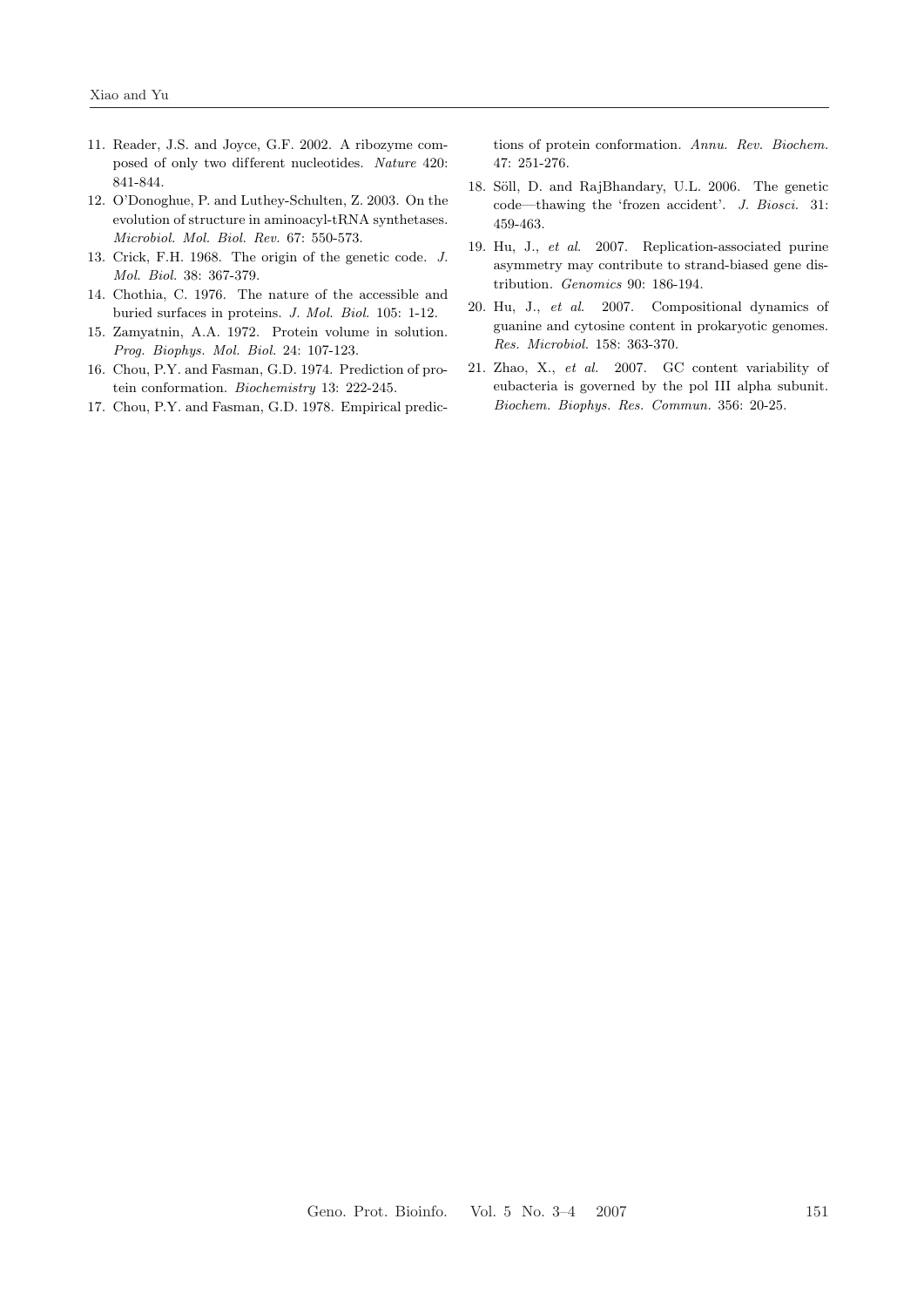11. Reader, J.S. and Joyce, G.F. 2002. A ribozyme composed of only two different nucleotides. *Nature* 420: 841-844.
12. O'Donoghue, P. and Luthey-Schulten, Z. 2003. On the evolution of structure in aminoacyl-tRNA synthetases. *Microbiol. Mol. Biol. Rev.* 67: 550-573.
13. Crick, F.H. 1968. The origin of the genetic code. *J. Mol. Biol.* 38: 367-379.
14. Chothia, C. 1976. The nature of the accessible and buried surfaces in proteins. *J. Mol. Biol.* 105: 1-12.
15. Zamyatnin, A.A. 1972. Protein volume in solution. *Prog. Biophys. Mol. Biol.* 24: 107-123.
16. Chou, P.Y. and Fasman, G.D. 1974. Prediction of protein conformation. *Biochemistry* 13: 222-245.
17. Chou, P.Y. and Fasman, G.D. 1978. Empirical predictions of protein conformation. *Annu. Rev. Biochem.* 47: 251-276.
18. Söll, D. and RajBhandary, U.L. 2006. The genetic code—thawing the 'frozen accident'. *J. Biosci.* 31: 459-463.
19. Hu, J., *et al.* 2007. Replication-associated purine asymmetry may contribute to strand-biased gene distribution. *Genomics* 90: 186-194.
20. Hu, J., *et al.* 2007. Compositional dynamics of guanine and cytosine content in prokaryotic genomes. *Res. Microbiol.* 158: 363-370.
21. Zhao, X., *et al.* 2007. GC content variability of eubacteria is governed by the pol III alpha subunit. *Biochem. Biophys. Res. Commun.* 356: 20-25.